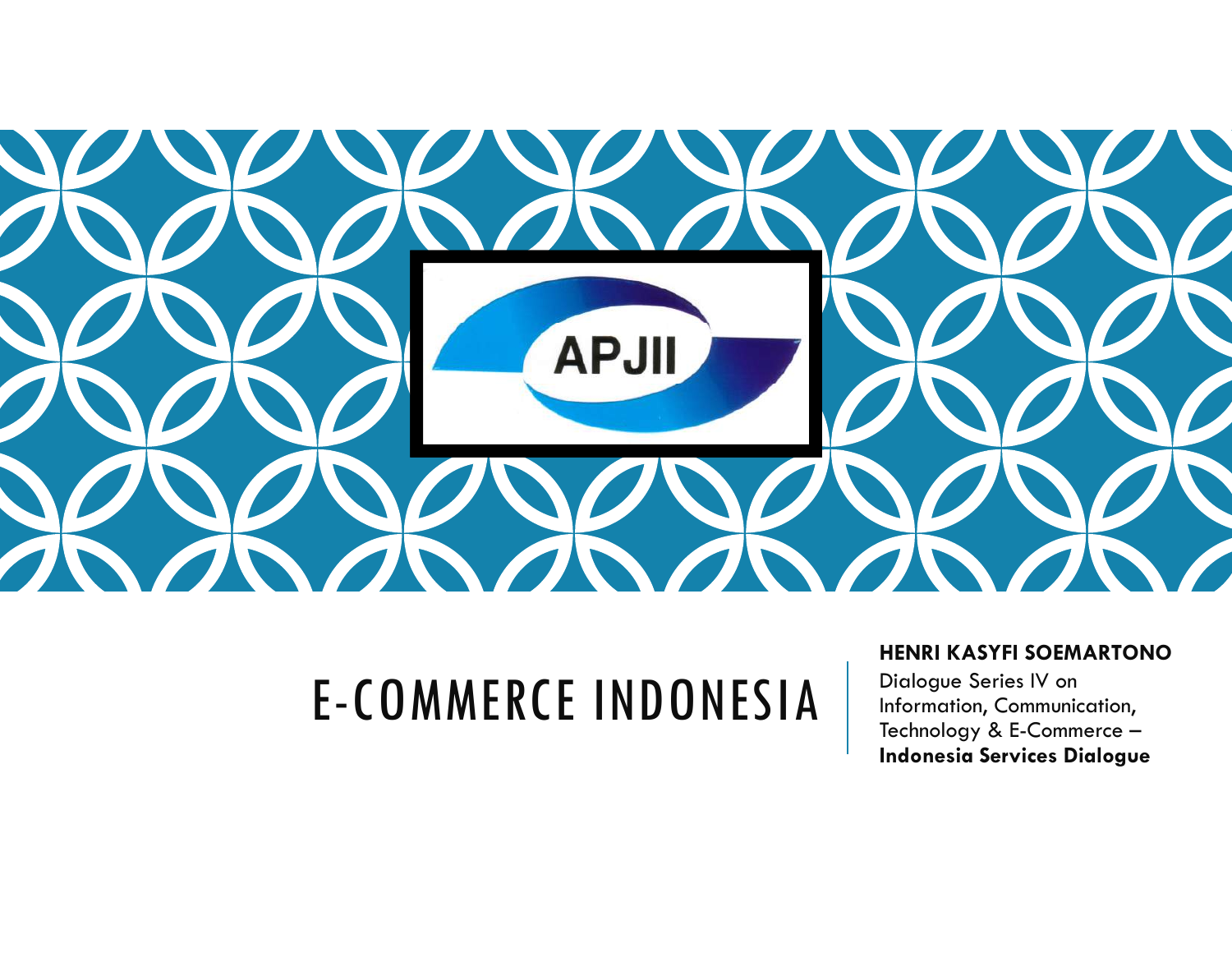APJII

# E-COMMERCE INDONESIA

**HENRI KASYFI SOEMARTONO**

Dialogue Series IV on Information, Communication, Technology & E-Commerce – **Indonesia Services Dialogue**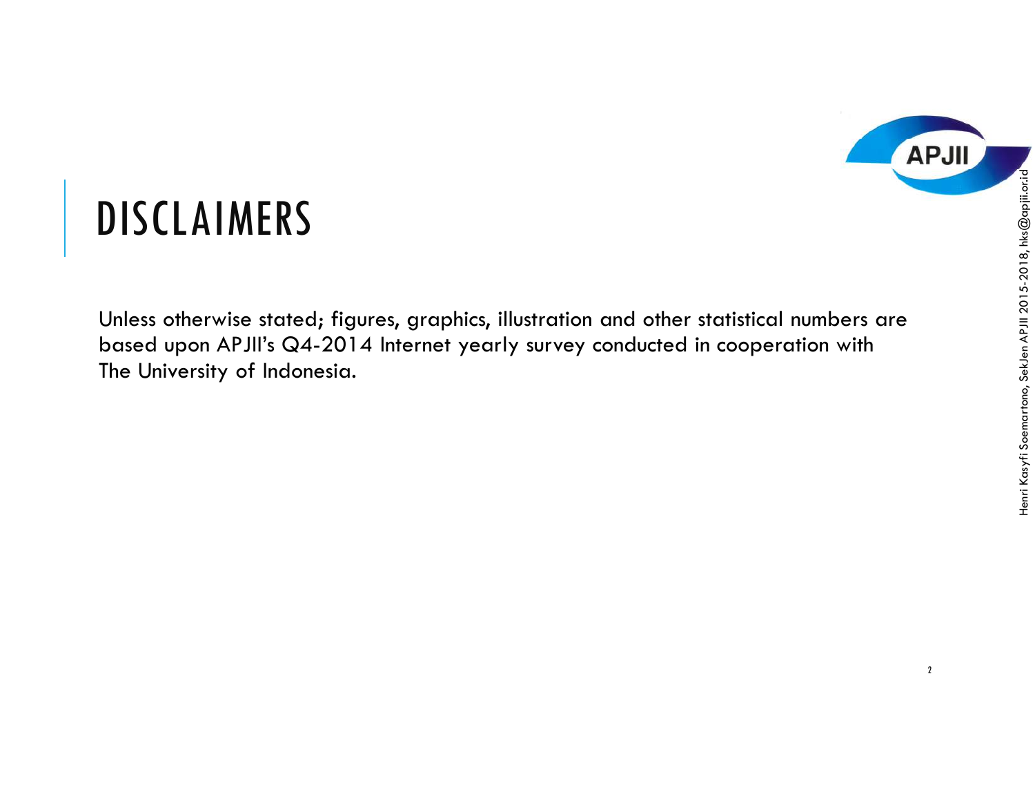# DISCLAIMERS

Unless otherwise stated; figures, graphics, illustration and other statistical numbers are based upon APJII's Q4-2014 Internet yearly survey conducted in cooperation with The University of Indonesia.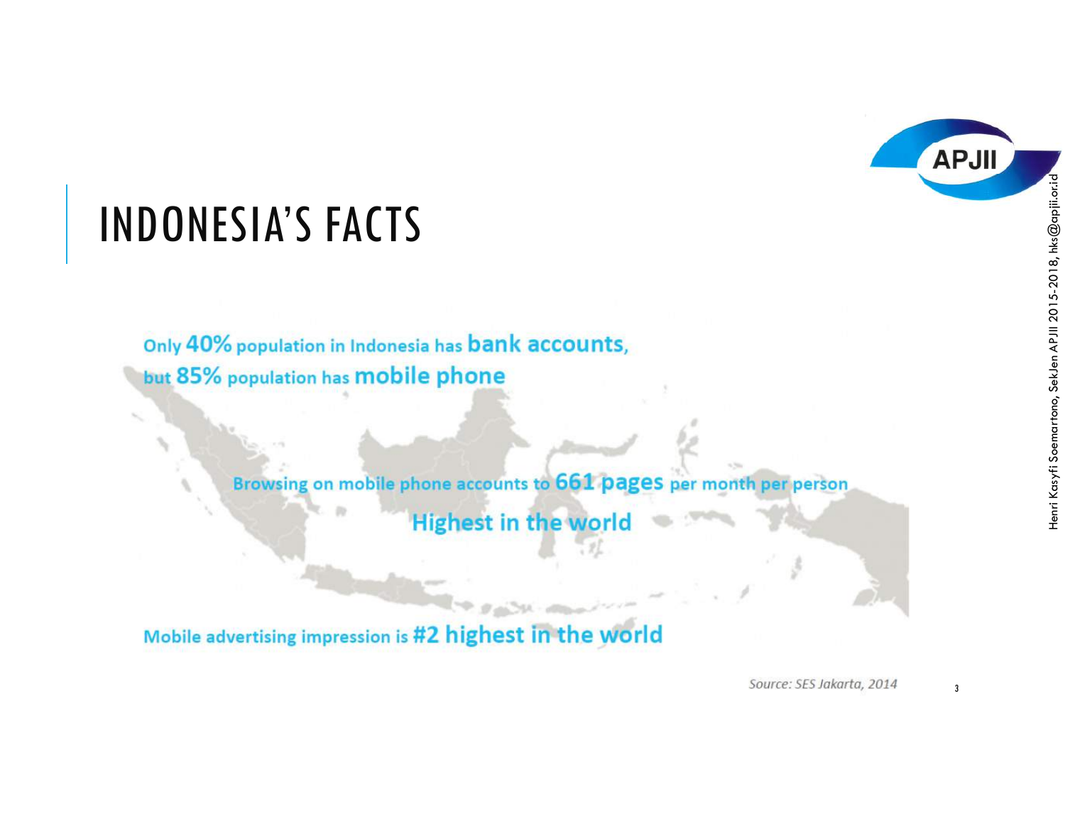# INDONESIA'S FACTS

Only **40%** population in Indonesia has **bank accounts**, but **85%** population has **mobile phone**

Browsing on mobile phone accounts to **661 pages** per month per person

**Highest in the world**

Mobile advertising impression is **#2 highest in the world**

*Source: SES Jakarta, 2014*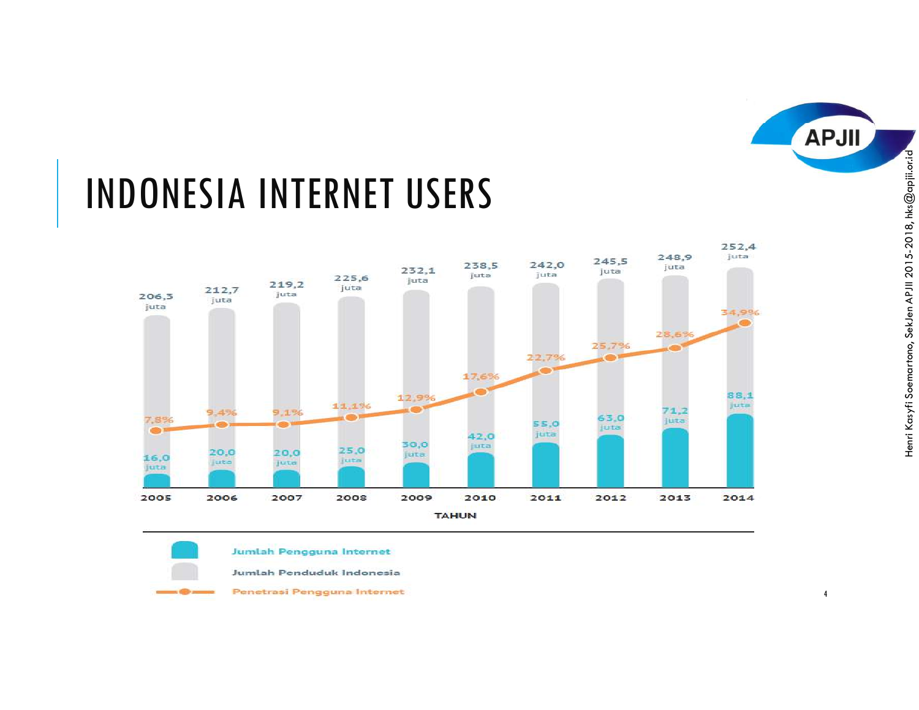# INDONESIA INTERNET USERS

| TAHUN | Jumlah Penduduk Indonesia | Jumlah Pengguna Internet | Penetrasi Pengguna Internet |
|---|---|---|---|
| 2005 | 206,3 juta | 16,0 juta | 7,8% |
| 2006 | 212,7 juta | 20,0 juta | 9,4% |
| 2007 | 219,2 juta | 20,0 juta | 9,1% |
| 2008 | 225,6 juta | 25,0 juta | 11,1% |
| 2009 | 232,1 juta | 30,0 juta | 12,9% |
| 2010 | 238,5 juta | 42,0 juta | 17,6% |
| 2011 | 242,0 juta | 55,0 juta | 22,7% |
| 2012 | 245,5 juta | 63,0 juta | 25,7% |
| 2013 | 248,9 juta | 71,2 juta | 28,6% |
| 2014 | 252,4 juta | 88,1 juta | 34,9% |

Henri Kasyfi Soemartono, SekJen APJII 2015-2018, hks@apjii.or.id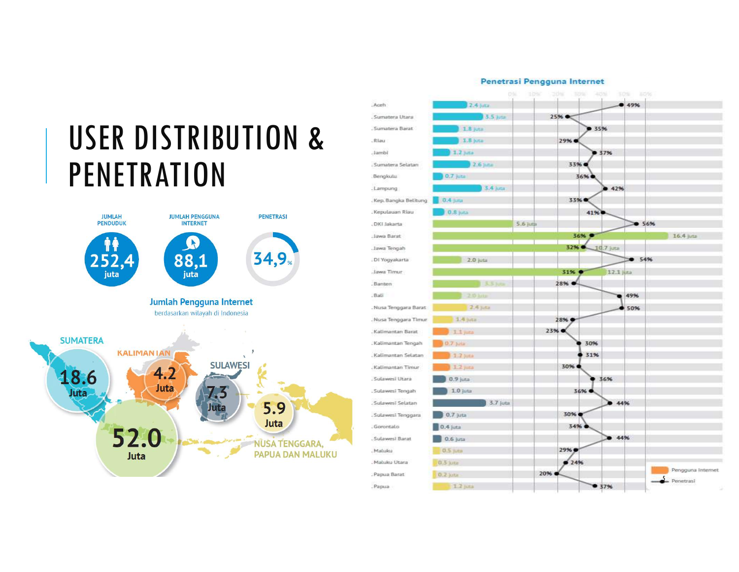# USER DISTRIBUTION & PENETRATION

| JUMLAH PENDUDUK | JUMLAH PENGGUNA INTERNET | PENETRASI |
|---|---|---|
| 252,4 juta | 88,1 juta | 34,9% |

**Jumlah Pengguna Internet**
berdasarkan wilayah di Indonesia

- SUMATERA: 18.6 Juta
- JAWA: 52.0 Juta
- KALIMANTAN: 4.2 Juta
- SULAWESI: 7.3 Juta
- NUSA TENGGARA, PAPUA DAN MALUKU: 5.9 Juta

**Penetrasi Pengguna Internet**

| Provinsi | Pengguna Internet | Penetrasi |
|---|---|---|
| Aceh | 2.4 juta | 49% |
| Sumatera Utara | 3.5 juta | 25% |
| Sumatera Barat | 1.8 juta | 35% |
| Riau | 1.8 juta | 29% |
| Jambi | 1.2 juta | 37% |
| Sumatera Selatan | 2.6 juta | 33% |
| Bengkulu | 0.7 juta | 36% |
| Lampung | 3.4 juta | 42% |
| Kep. Bangka Belitung | 0.4 juta | 33% |
| Kepulauan Riau | 0.8 juta | 41% |
| DKI Jakarta | 5.6 juta | 56% |
| Jawa Barat | 16.4 juta | 36% |
| Jawa Tengah | 10.7 juta | 32% |
| DI Yogyakarta | 2.0 juta | 54% |
| Jawa Timur | 12.1 juta | 31% |
| Banten | 3.5 juta | 28% |
| Bali | 2.0 juta | 49% |
| Nusa Tenggara Barat | 2.4 juta | 50% |
| Nusa Tenggara Timur | 1.4 juta | 28% |
| Kalimantan Barat | 1.1 juta | 23% |
| Kalimantan Tengah | 0.7 juta | 30% |
| Kalimantan Selatan | 1.2 juta | 31% |
| Kalimantan Timur | 1.2 juta | 30% |
| Sulawesi Utara | 0.9 juta | 36% |
| Sulawesi Tengah | 1.0 juta | 36% |
| Sulawesi Selatan | 3.7 juta | 44% |
| Sulawesi Tenggara | 0.7 juta | 30% |
| Gorontalo | 0.4 juta | 34% |
| Sulawesi Barat | 0.6 juta | 44% |
| Maluku | 0.5 juta | 29% |
| Maluku Utara | 0.3 juta | 24% |
| Papua Barat | 0.2 juta | 20% |
| Papua | 1.2 juta | 37% |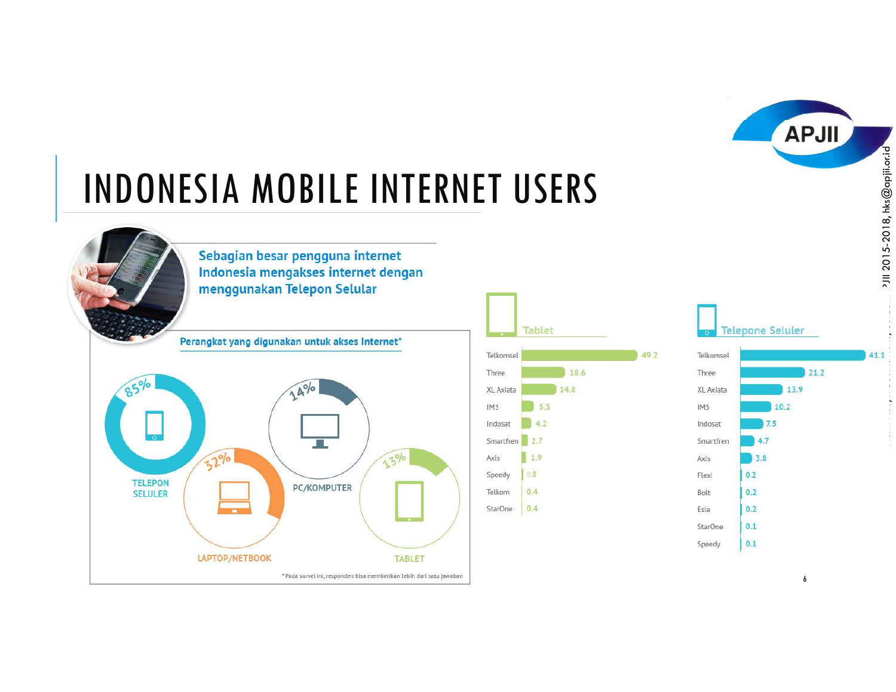# INDONESIA MOBILE INTERNET USERS

**Sebagian besar pengguna internet Indonesia mengakses internet dengan menggunakan Telepon Selular**

## Perangkat yang digunakan untuk akses Internet*

| Perangkat | Persentase |
|---|---|
| TELEPON SELULER | 85% |
| LAPTOP/NETBOOK | 32% |
| PC/KOMPUTER | 14% |
| TABLET | 13% |

*Pada survei ini, responden bisa memberikan lebih dari satu jawaban

## Tablet

| Operator | Nilai |
|---|---|
| Telkomsel | 49.2 |
| Three | 18.6 |
| XL Axiata | 14.8 |
| IM3 | 5.3 |
| Indosat | 4.2 |
| Smartfren | 2.7 |
| Axis | 1.9 |
| Speedy | 0.8 |
| Telkom | 0.4 |
| StarOne | 0.4 |

## Telepone Seluler

| Operator | Nilai |
|---|---|
| Telkomsel | 41.1 |
| Three | 21.2 |
| XL Axiata | 13.9 |
| IM3 | 10.2 |
| Indosat | 7.5 |
| Smartfren | 4.7 |
| Axis | 3.8 |
| Flexi | 0.2 |
| Bolt | 0.2 |
| Esia | 0.2 |
| StarOne | 0.1 |
| Speedy | 0.1 |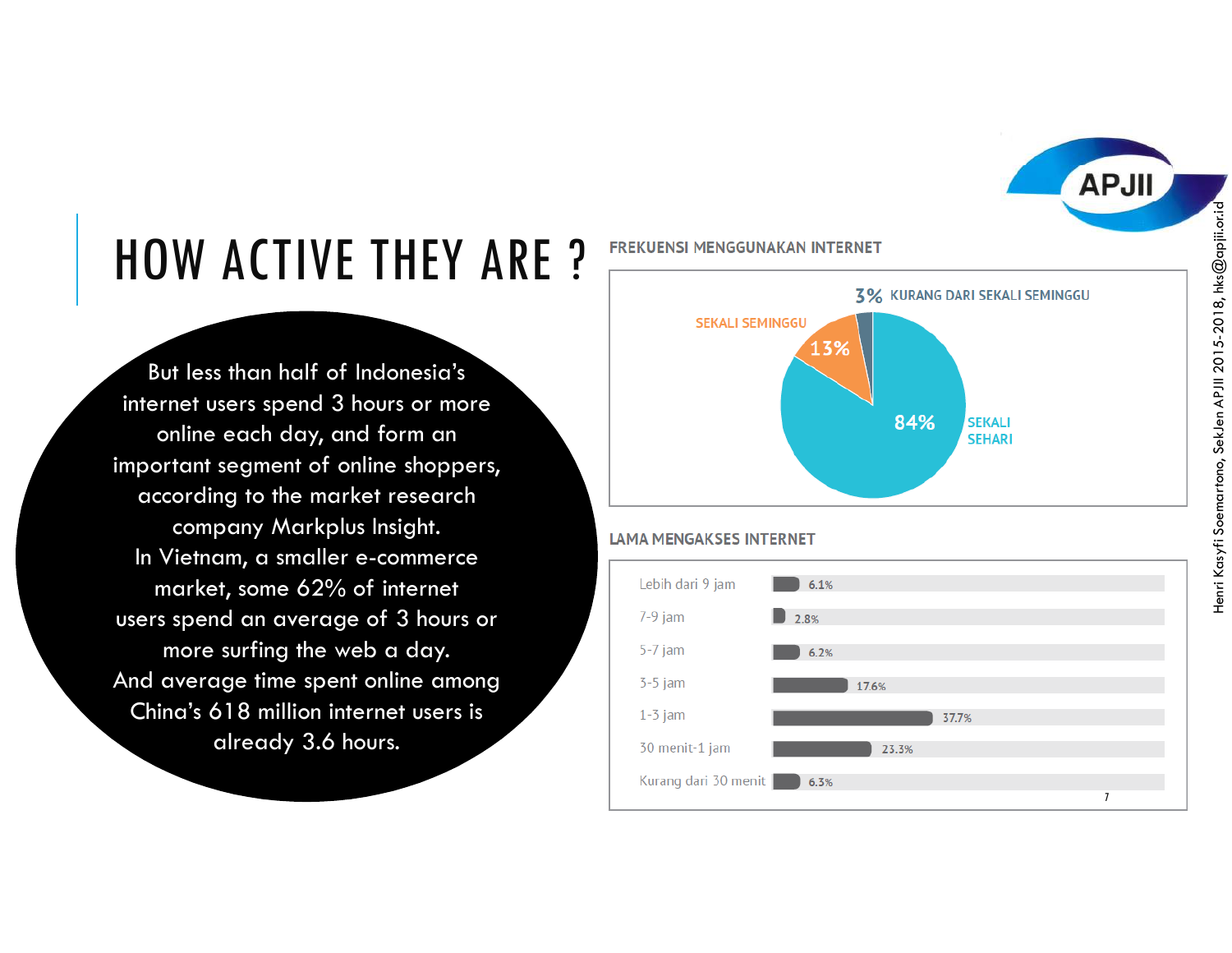# HOW ACTIVE THEY ARE ?

But less than half of Indonesia's internet users spend 3 hours or more online each day, and form an important segment of online shoppers, according to the market research company Markplus Insight.
In Vietnam, a smaller e-commerce market, some 62% of internet users spend an average of 3 hours or more surfing the web a day.
And average time spent online among China's 618 million internet users is already 3.6 hours.

APJII

Henri Kasyfi Soemartono, SekJen APJII 2015-2018, hks@apjii.or.id

## FREKUENSI MENGGUNAKAN INTERNET

| Frekuensi | Persentase |
|---|---|
| SEKALI SEHARI | 84% |
| SEKALI SEMINGGU | 13% |
| KURANG DARI SEKALI SEMINGGU | 3% |

## LAMA MENGAKSES INTERNET

| Lama | Persentase |
|---|---|
| Lebih dari 9 jam | 6.1% |
| 7-9 jam | 2.8% |
| 5-7 jam | 6.2% |
| 3-5 jam | 17.6% |
| 1-3 jam | 37.7% |
| 30 menit-1 jam | 23.3% |
| Kurang dari 30 menit | 6.3% |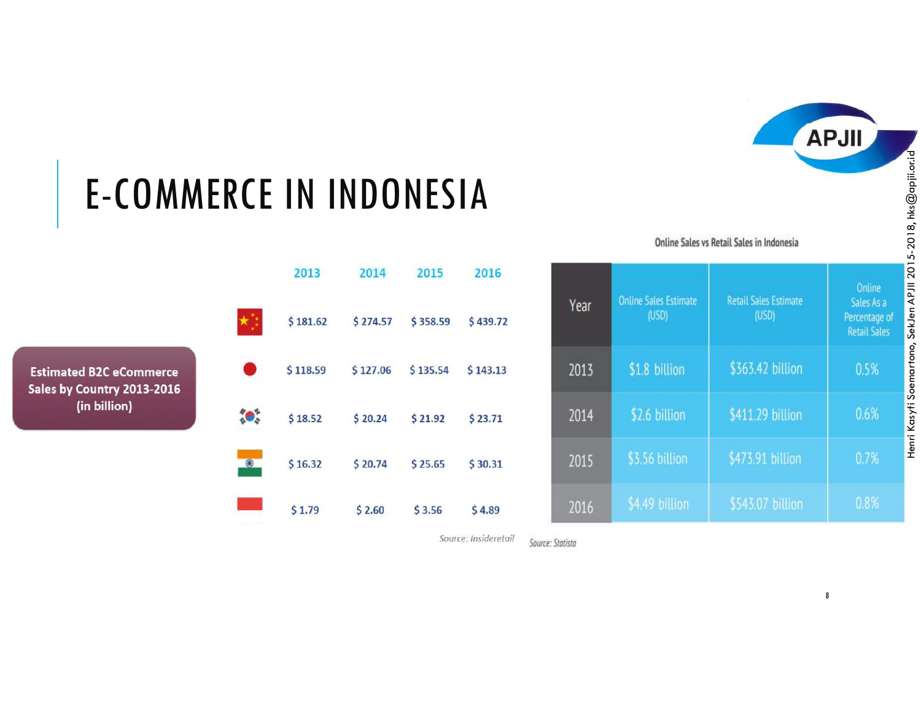# E-COMMERCE IN INDONESIA

**Estimated B2C eCommerce Sales by Country 2013-2016 (in billion)**

| | 2013 | 2014 | 2015 | 2016 |
|---|---|---|---|---|
| China | $ 181.62 | $ 274.57 | $ 358.59 | $ 439.72 |
| Japan | $ 118.59 | $ 127.06 | $ 135.54 | $ 143.13 |
| South Korea | $ 18.52 | $ 20.24 | $ 21.92 | $ 23.71 |
| India | $ 16.32 | $ 20.74 | $ 25.65 | $ 30.31 |
| Indonesia | $ 1.79 | $ 2.60 | $ 3.56 | $ 4.89 |

*Source: insideretail*

**Online Sales vs Retail Sales in Indonesia**

| Year | Online Sales Estimate (USD) | Retail Sales Estimate (USD) | Online Sales As a Percentage of Retail Sales |
|---|---|---|---|
| 2013 | $1.8 billion | $363.42 billion | 0.5% |
| 2014 | $2.6 billion | $411.29 billion | 0.6% |
| 2015 | $3.56 billion | $473.91 billion | 0.7% |
| 2016 | $4.49 billion | $543.07 billion | 0.8% |

*Source: Statista*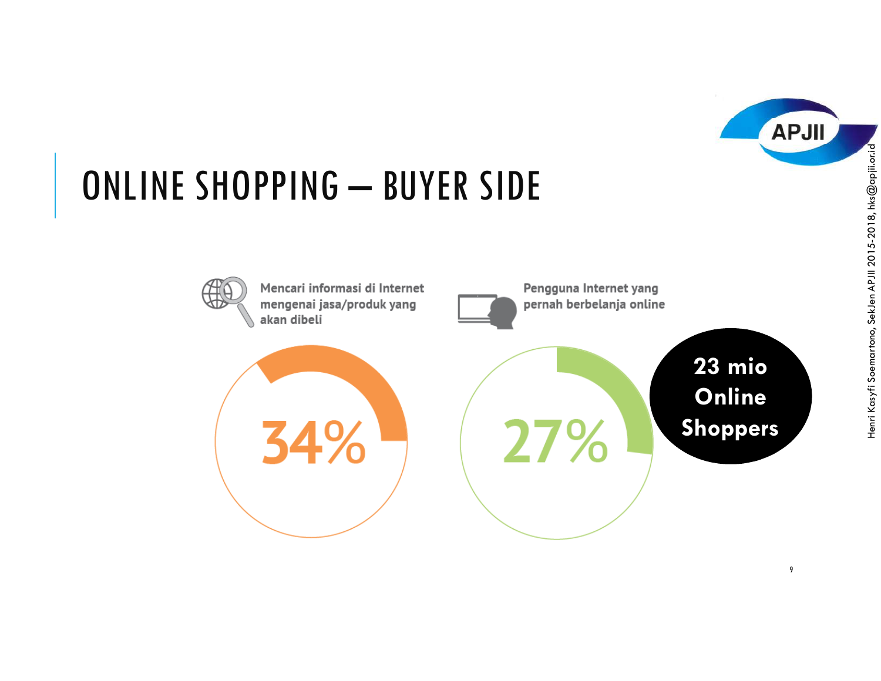# ONLINE SHOPPING – BUYER SIDE

Mencari informasi di Internet mengenai jasa/produk yang akan dibeli

34%

Pengguna Internet yang pernah berbelanja online

27%

23 mio Online Shoppers

Henri Kasyfi Soemartono, SekJen APJII 2015-2018, hks@apjii.or.id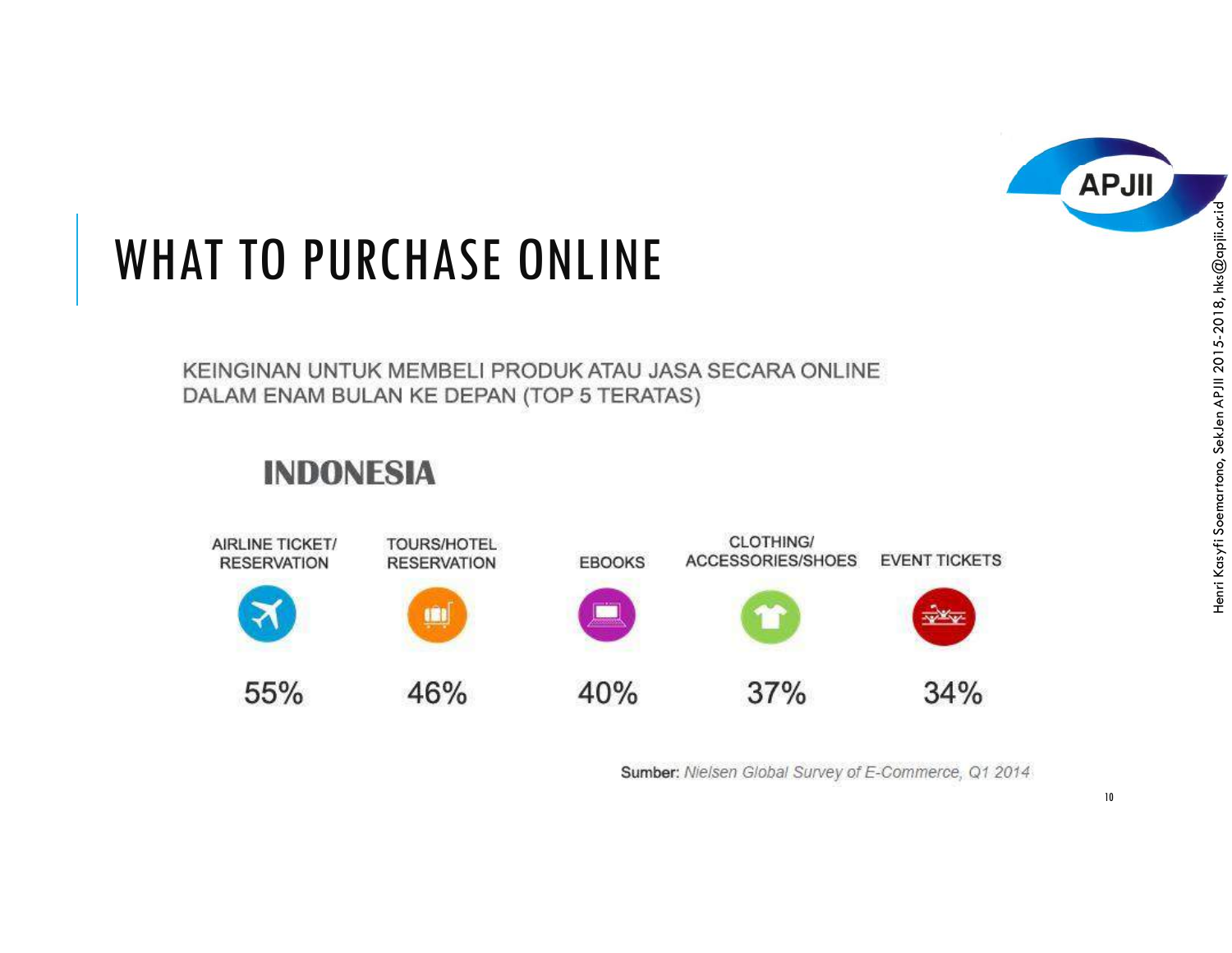# WHAT TO PURCHASE ONLINE

KEINGINAN UNTUK MEMBELI PRODUK ATAU JASA SECARA ONLINE DALAM ENAM BULAN KE DEPAN (TOP 5 TERATAS)

## INDONESIA

| AIRLINE TICKET/ RESERVATION | TOURS/HOTEL RESERVATION | EBOOKS | CLOTHING/ ACCESSORIES/SHOES | EVENT TICKETS |
|---|---|---|---|---|
| 55% | 46% | 40% | 37% | 34% |

**Sumber:** *Nielsen Global Survey of E-Commerce, Q1 2014*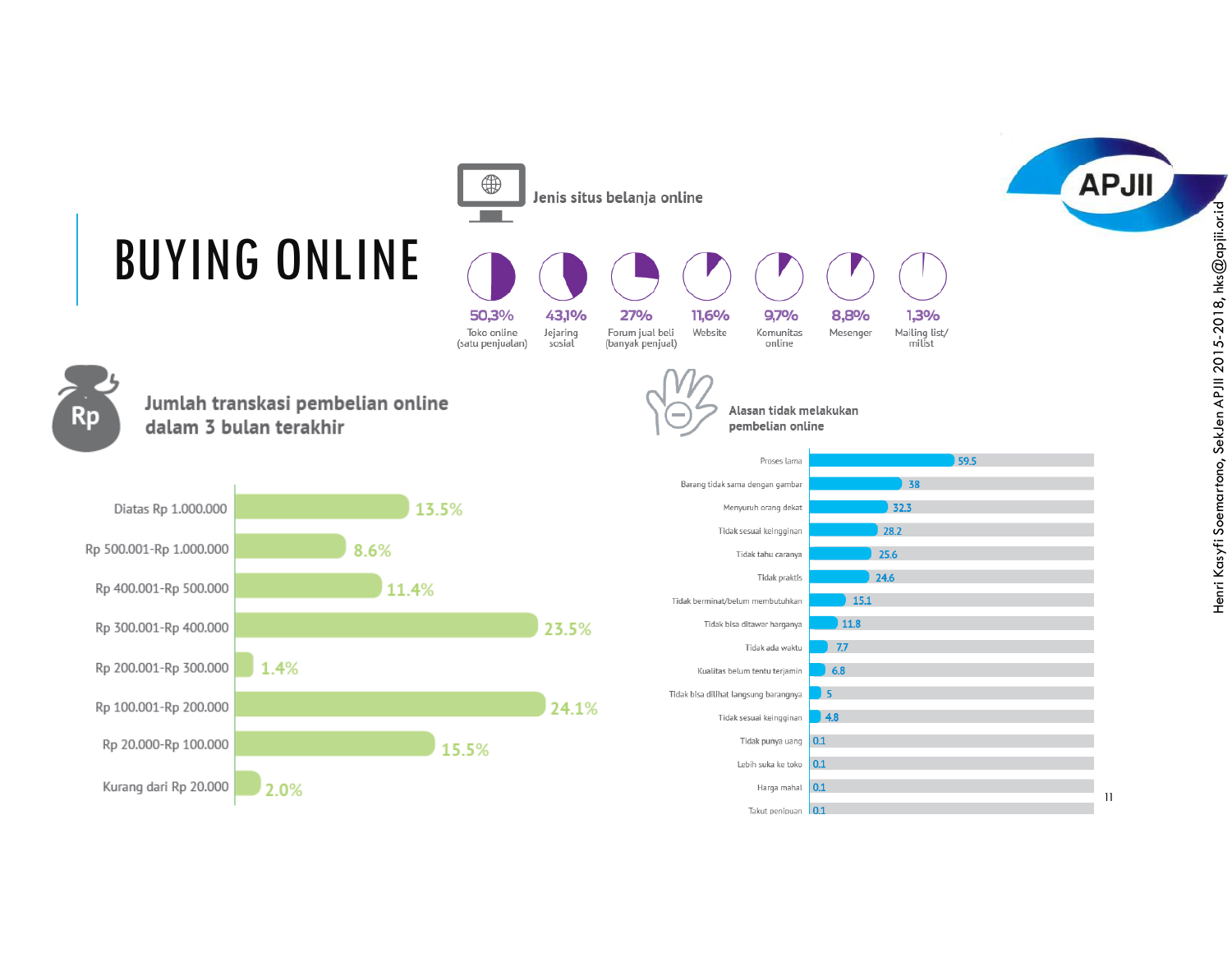# BUYING ONLINE

## Jenis situs belanja online

| Jenis situs | Persentase |
| --- | --- |
| Toko online (satu penjualan) | 50,3% |
| Jejaring sosial | 43,1% |
| Forum jual beli (banyak penjual) | 27% |
| Website | 11,6% |
| Komunitas online | 9,7% |
| Mesenger | 8,8% |
| Mailing list/milist | 1,3% |

## Jumlah transkasi pembelian online dalam 3 bulan terakhir

| Jumlah transaksi | Persentase |
| --- | --- |
| Diatas Rp 1.000.000 | 13.5% |
| Rp 500.001-Rp 1.000.000 | 8.6% |
| Rp 400.001-Rp 500.000 | 11.4% |
| Rp 300.001-Rp 400.000 | 23.5% |
| Rp 200.001-Rp 300.000 | 1.4% |
| Rp 100.001-Rp 200.000 | 24.1% |
| Rp 20.000-Rp 100.000 | 15.5% |
| Kurang dari Rp 20.000 | 2.0% |

## Alasan tidak melakukan pembelian online

| Alasan | Nilai |
| --- | --- |
| Proses lama | 59.5 |
| Barang tidak sama dengan gambar | 38 |
| Menyuruh orang dekat | 32.3 |
| Tidak sesuai keinginan | 28.2 |
| Tidak tahu caranya | 25.6 |
| Tidak praktis | 24.6 |
| Tidak berminat/belum membutuhkan | 15.1 |
| Tidak bisa ditawar harganya | 11.8 |
| Tidak ada waktu | 7.7 |
| Kualitas belum tentu terjamin | 6.8 |
| Tidak bisa dilihat langsung barangnya | 5 |
| Tidak sesuai keinginan | 4.8 |
| Tidak punya uang | 0.1 |
| Lebih suka ke toko | 0.1 |
| Harga mahal | 0.1 |
| Takut penipuan | 0.1 |

Henri Kasyfi Soemartono, SekJen APJII 2015-2018, hks@apjii.or.id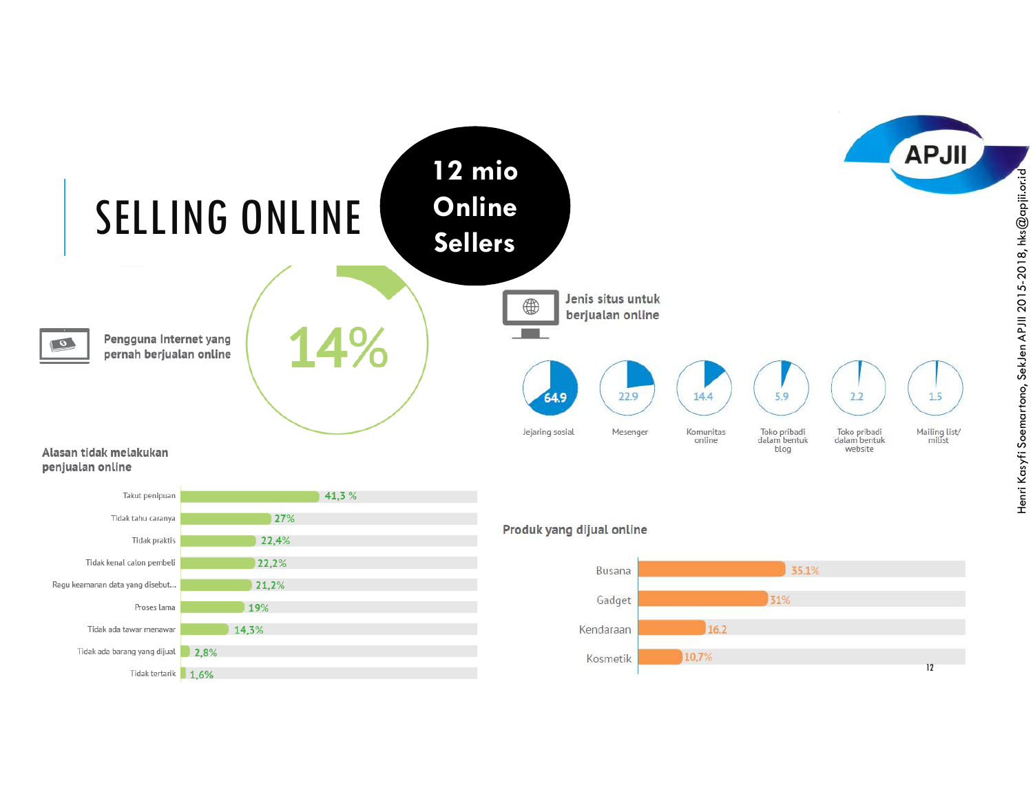# SELLING ONLINE

**12 mio Online Sellers**

Pengguna Internet yang pernah berjualan online

14%

### Jenis situs untuk berjualan online

| Jenis situs | % |
|---|---|
| Jejaring sosial | 64.9 |
| Mesenger | 22.9 |
| Komunitas online | 14.4 |
| Toko pribadi dalam bentuk blog | 5.9 |
| Toko pribadi dalam bentuk website | 2.2 |
| Mailing list/milist | 1.5 |

### Alasan tidak melakukan penjualan online

| Alasan | % |
|---|---|
| Takut penipuan | 41,3 % |
| Tidak tahu caranya | 27% |
| Tidak praktis | 22,4% |
| Tidak kenal calon pembeli | 22,2% |
| Ragu keamanan data yang disebut... | 21,2% |
| Proses lama | 19% |
| Tidak ada tawar menawar | 14,3% |
| Tidak ada barang yang dijual | 2,8% |
| Tidak tertarik | 1,6% |

### Produk yang dijual online

| Produk | % |
|---|---|
| Busana | 35.1% |
| Gadget | 31% |
| Kendaraan | 16.2 |
| Kosmetik | 10,7% |

Henri Kasyfi Soemartono, SekJen APJII 2015-2018, hks@apjii.or.id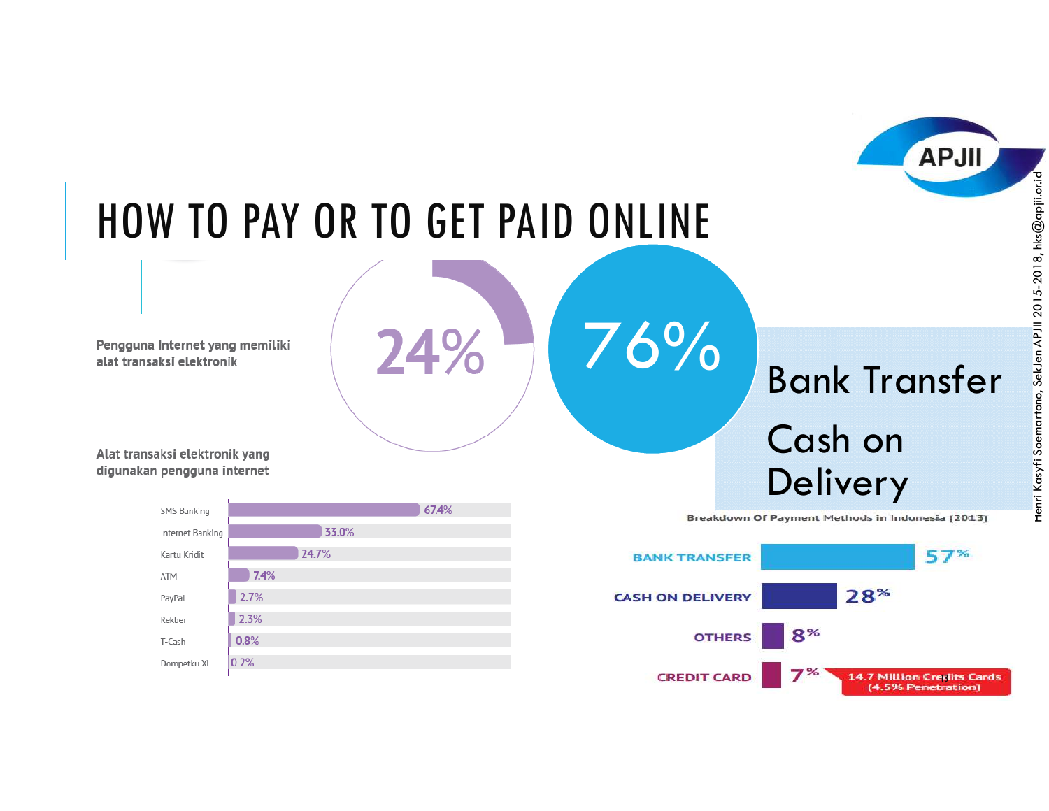# HOW TO PAY OR TO GET PAID ONLINE

Pengguna Internet yang memiliki alat transaksi elektronik

24%

76%

Bank Transfer

Cash on Delivery

Alat transaksi elektronik yang digunakan pengguna internet

| Alat transaksi | Persentase |
| --- | --- |
| SMS Banking | 67.4% |
| Internet Banking | 33.0% |
| Kartu Kridit | 24.7% |
| ATM | 7.4% |
| PayPal | 2.7% |
| Rekber | 2.3% |
| T-Cash | 0.8% |
| Dompetku XL | 0.2% |

Breakdown Of Payment Methods in Indonesia (2013)

| Payment Method | Share |
| --- | --- |
| BANK TRANSFER | 57% |
| CASH ON DELIVERY | 28% |
| OTHERS | 8% |
| CREDIT CARD | 7% |

14.7 Million Credits Cards (4.5% Penetration)

Henri Kasyfi Soemartono, SekJen APJII 2015-2018, hks@apjii.or.id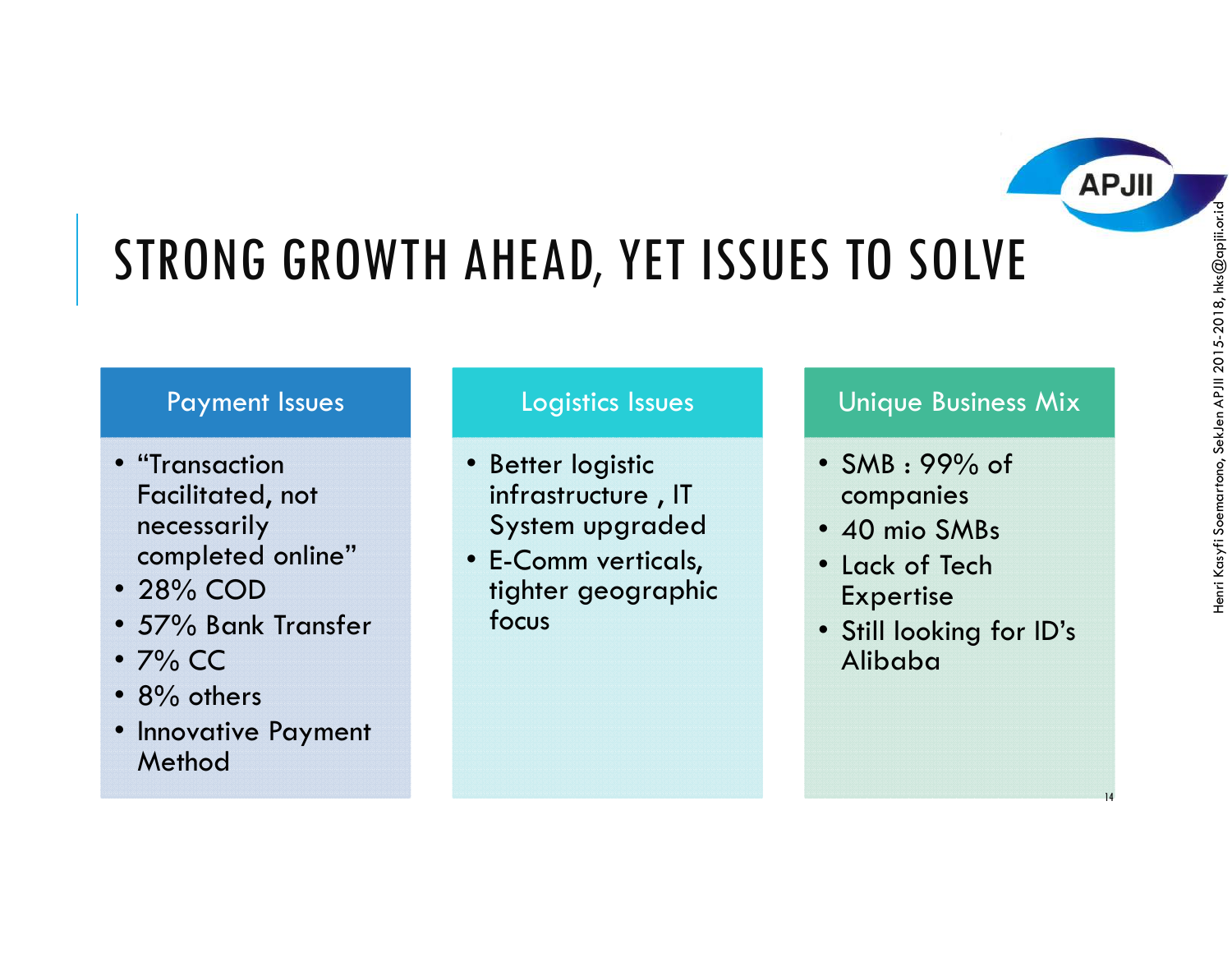# STRONG GROWTH AHEAD, YET ISSUES TO SOLVE

## Payment Issues

- "Transaction Facilitated, not necessarily completed online"
- 28% COD
- 57% Bank Transfer
- 7% CC
- 8% others
- Innovative Payment Method

## Logistics Issues

- Better logistic infrastructure , IT System upgraded
- E-Comm verticals, tighter geographic focus

## Unique Business Mix

- SMB : 99% of companies
- 40 mio SMBs
- Lack of Tech Expertise
- Still looking for ID's Alibaba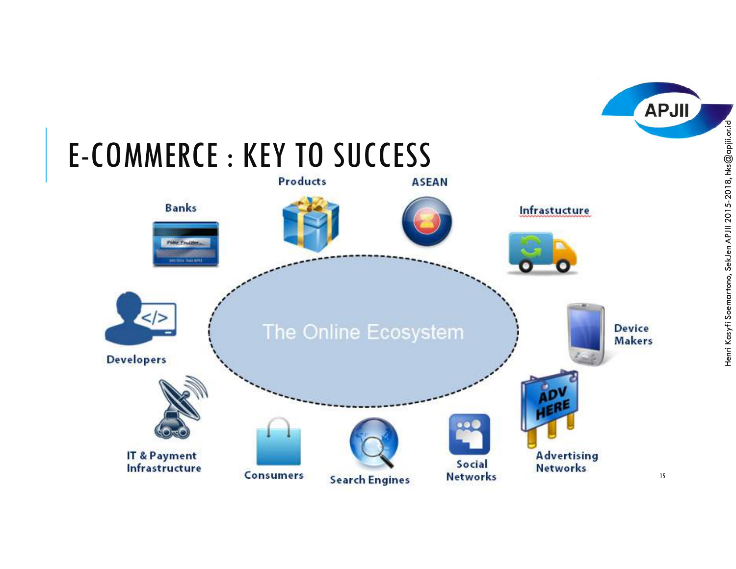# E-COMMERCE : KEY TO SUCCESS

The Online Ecosystem

- Banks
- Products
- ASEAN
- Infrastucture
- Developers
- Device Makers
- IT & Payment Infrastructure
- Consumers
- Search Engines
- Social Networks
- Advertising Networks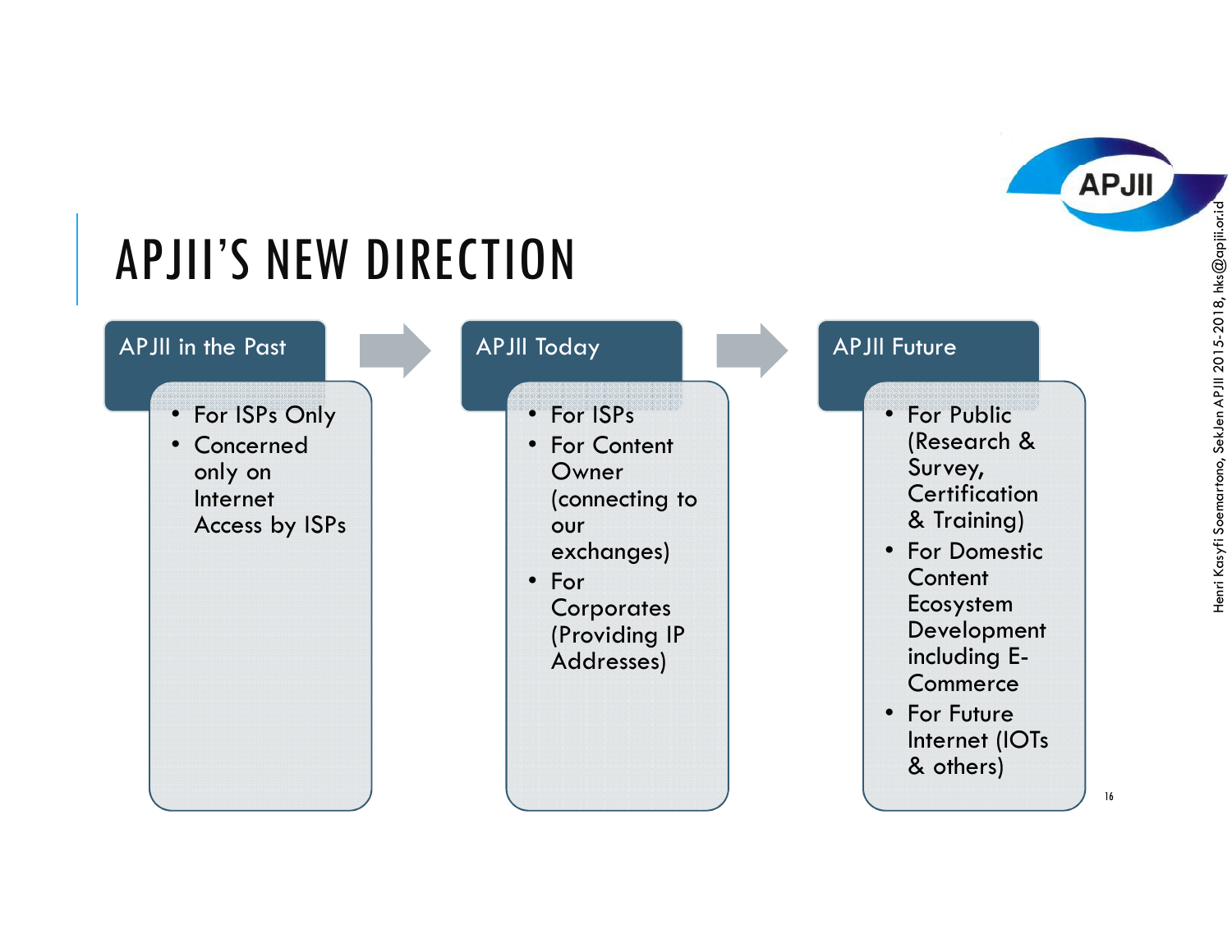# APJII'S NEW DIRECTION

### APJII in the Past

- For ISPs Only
- Concerned only on Internet Access by ISPs

### APJII Today

- For ISPs
- For Content Owner (connecting to our exchanges)
- For Corporates (Providing IP Addresses)

### APJII Future

- For Public (Research & Survey, Certification & Training)
- For Domestic Content Ecosystem Development including E-Commerce
- For Future Internet (IOTs & others)

Henri Kasyfi Soemartono, SekJen APJII 2015-2018, hks@apjii.or.id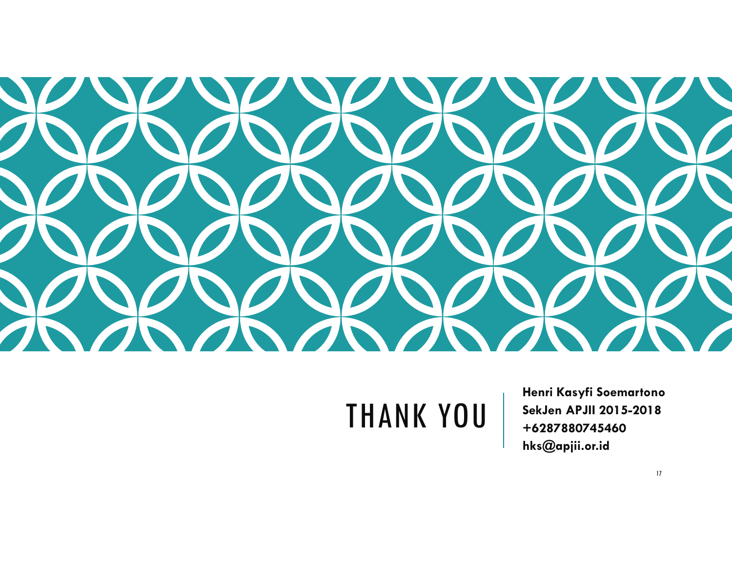# THANK YOU

**Henri Kasyfi Soemartono**
**SekJen APJII 2015-2018**
**+6287880745460**
**hks@apjii.or.id**